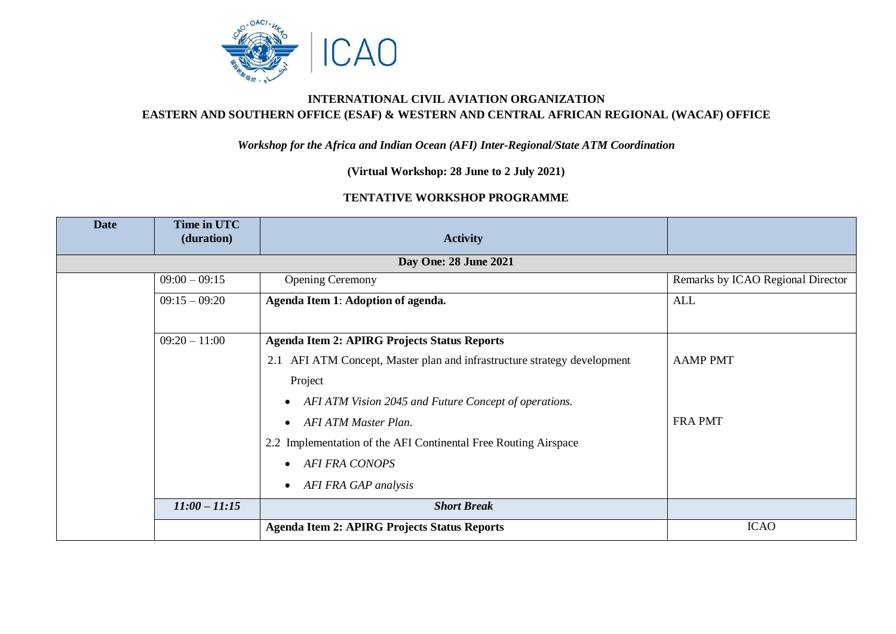**INTERNATIONAL CIVIL AVIATION ORGANIZATION**
**EASTERN AND SOUTHERN OFFICE (ESAF) & WESTERN AND CENTRAL AFRICAN REGIONAL (WACAF) OFFICE**

***Workshop for the Africa and Indian Ocean (AFI) Inter-Regional/State ATM Coordination***

**(Virtual Workshop: 28 June to 2 July 2021)**

**TENTATIVE WORKSHOP PROGRAMME**

| Date | Time in UTC (duration) | Activity | |
|---|---|---|---|
| **Day One: 28 June 2021** | | | |
| | 09:00 – 09:15 | Opening Ceremony | Remarks by ICAO Regional Director |
| | 09:15 – 09:20 | **Agenda Item 1**: **Adoption of agenda.** | ALL |
| | 09:20 – 11:00 | **Agenda Item 2: APIRG Projects Status Reports**<br>2.1 AFI ATM Concept, Master plan and infrastructure strategy development Project<br>• *AFI ATM Vision 2045 and Future Concept of operations.*<br>• *AFI ATM Master Plan.*<br>2.2 Implementation of the AFI Continental Free Routing Airspace<br>• *AFI FRA CONOPS*<br>• *AFI FRA GAP analysis* | AAMP PMT<br><br>FRA PMT |
| | ***11:00 – 11:15*** | ***Short Break*** | |
| | | **Agenda Item 2: APIRG Projects Status Reports** | ICAO |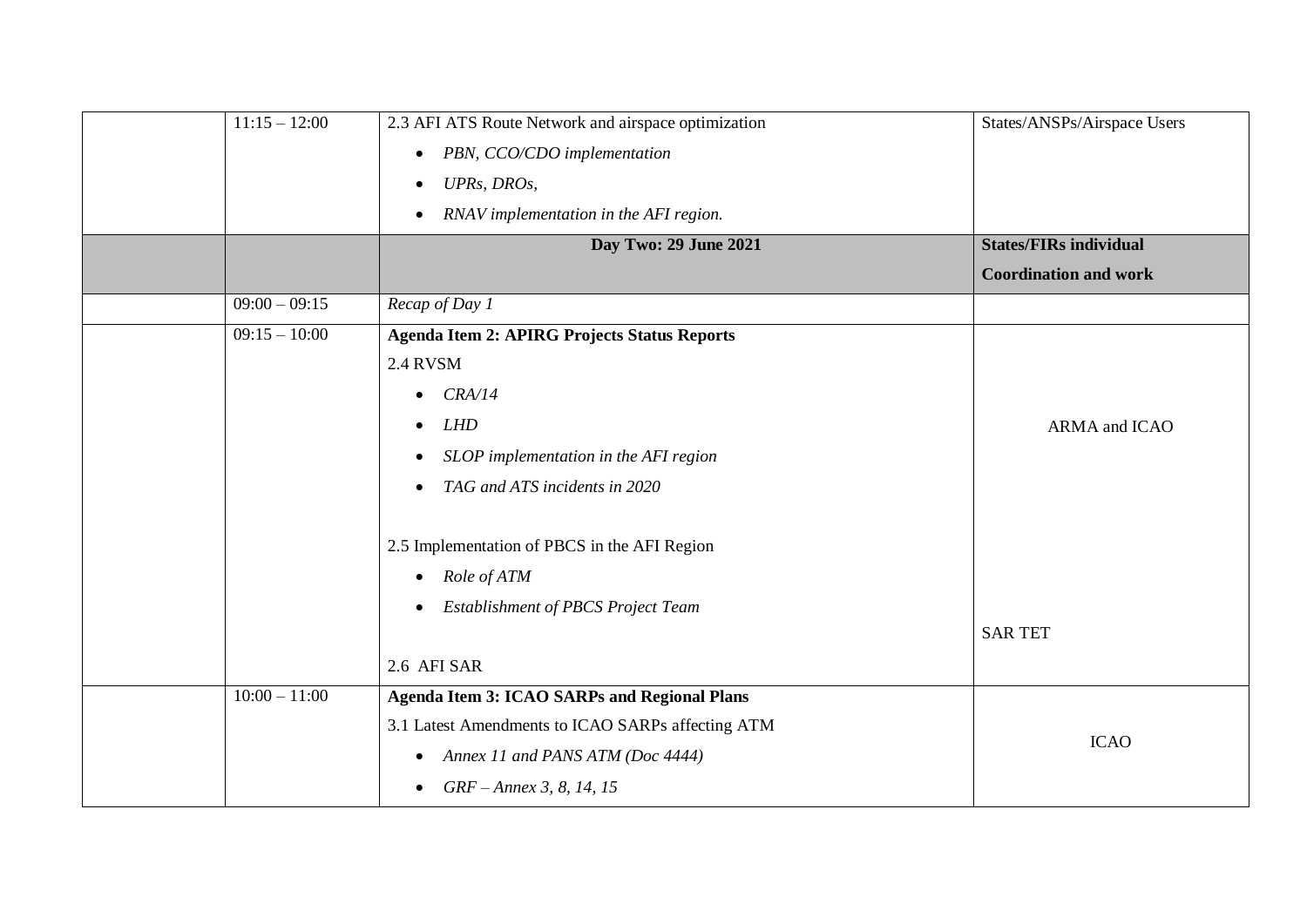|  |  |  |  |
|---|---|---|---|
|  | 11:15 – 12:00 | 2.3 AFI ATS Route Network and airspace optimization<br>• *PBN, CCO/CDO implementation*<br>• *UPRs, DROs,*<br>• *RNAV implementation in the AFI region.* | States/ANSPs/Airspace Users |
|  |  | **Day Two: 29 June 2021** | **States/FIRs individual Coordination and work** |
|  | 09:00 – 09:15 | *Recap of Day 1* |  |
|  | 09:15 – 10:00 | **Agenda Item 2: APIRG Projects Status Reports**<br>2.4 RVSM<br>• *CRA/14*<br>• *LHD*<br>• *SLOP implementation in the AFI region*<br>• *TAG and ATS incidents in 2020*<br><br>2.5 Implementation of PBCS in the AFI Region<br>• *Role of ATM*<br>• *Establishment of PBCS Project Team*<br><br>2.6 AFI SAR | ARMA and ICAO<br><br>SAR TET |
|  | 10:00 – 11:00 | **Agenda Item 3: ICAO SARPs and Regional Plans**<br>3.1 Latest Amendments to ICAO SARPs affecting ATM<br>• *Annex 11 and PANS ATM (Doc 4444)*<br>• *GRF – Annex 3, 8, 14, 15* | ICAO |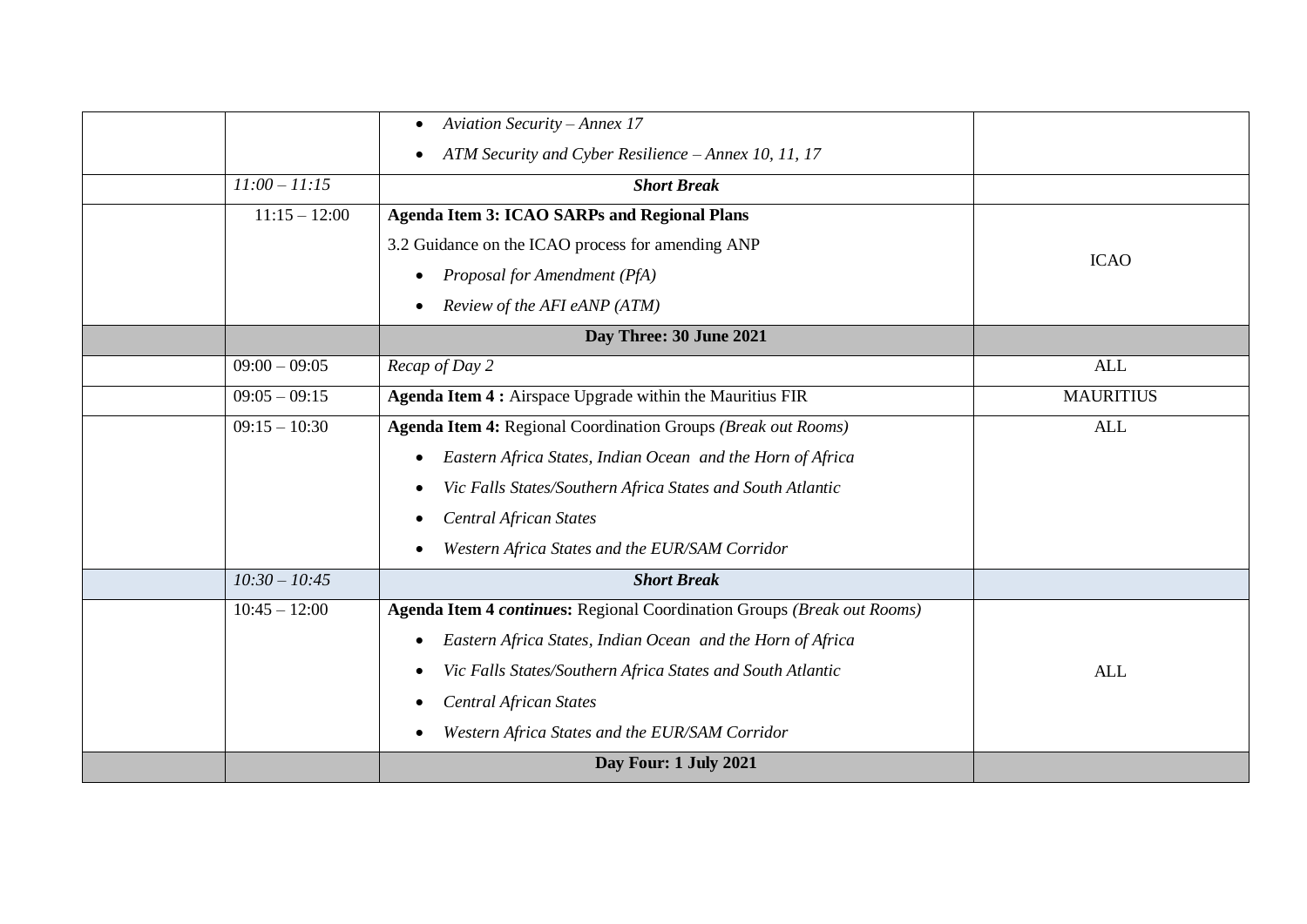| | | | |
|---|---|---|---|
| | | • *Aviation Security – Annex 17*<br>• *ATM Security and Cyber Resilience – Annex 10, 11, 17* | |
| | *11:00 – 11:15* | ***Short Break*** | |
| | 11:15 – 12:00 | **Agenda Item 3: ICAO SARPs and Regional Plans**<br>3.2 Guidance on the ICAO process for amending ANP<br>• *Proposal for Amendment (PfA)*<br>• *Review of the AFI eANP (ATM)* | ICAO |
| | | **Day Three: 30 June 2021** | |
| | 09:00 – 09:05 | *Recap of Day 2* | ALL |
| | 09:05 – 09:15 | **Agenda Item 4 :** Airspace Upgrade within the Mauritius FIR | MAURITIUS |
| | 09:15 – 10:30 | **Agenda Item 4:** Regional Coordination Groups *(Break out Rooms)*<br>• *Eastern Africa States, Indian Ocean and the Horn of Africa*<br>• *Vic Falls States/Southern Africa States and South Atlantic*<br>• *Central African States*<br>• *Western Africa States and the EUR/SAM Corridor* | ALL |
| | *10:30 – 10:45* | ***Short Break*** | |
| | 10:45 – 12:00 | **Agenda Item 4 *continues*:** Regional Coordination Groups *(Break out Rooms)*<br>• *Eastern Africa States, Indian Ocean and the Horn of Africa*<br>• *Vic Falls States/Southern Africa States and South Atlantic*<br>• *Central African States*<br>• *Western Africa States and the EUR/SAM Corridor* | ALL |
| | | **Day Four: 1 July 2021** | |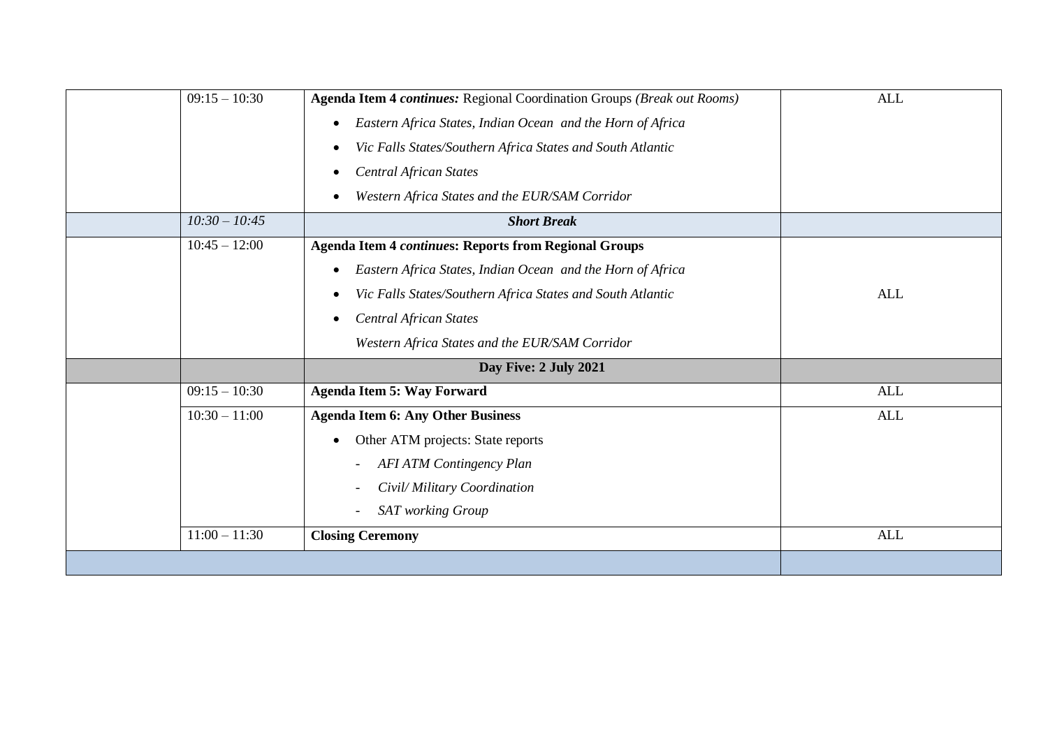| | | | |
|---|---|---|---|
| | 09:15 – 10:30 | **Agenda Item 4 *continues:*** Regional Coordination Groups *(Break out Rooms)*<br>• *Eastern Africa States, Indian Ocean and the Horn of Africa*<br>• *Vic Falls States/Southern Africa States and South Atlantic*<br>• *Central African States*<br>• *Western Africa States and the EUR/SAM Corridor* | ALL |
| | *10:30 – 10:45* | ***Short Break*** | |
| | 10:45 – 12:00 | **Agenda Item 4 *continue*s: Reports from Regional Groups**<br>• *Eastern Africa States, Indian Ocean and the Horn of Africa*<br>• *Vic Falls States/Southern Africa States and South Atlantic*<br>• *Central African States*<br>*Western Africa States and the EUR/SAM Corridor* | ALL |
| | | **Day Five: 2 July 2021** | |
| | 09:15 – 10:30 | **Agenda Item 5: Way Forward** | ALL |
| | 10:30 – 11:00 | **Agenda Item 6: Any Other Business**<br>• Other ATM projects: State reports<br>- *AFI ATM Contingency Plan*<br>- *Civil/ Military Coordination*<br>- *SAT working Group* | ALL |
| | 11:00 – 11:30 | **Closing Ceremony** | ALL |
| | | | |